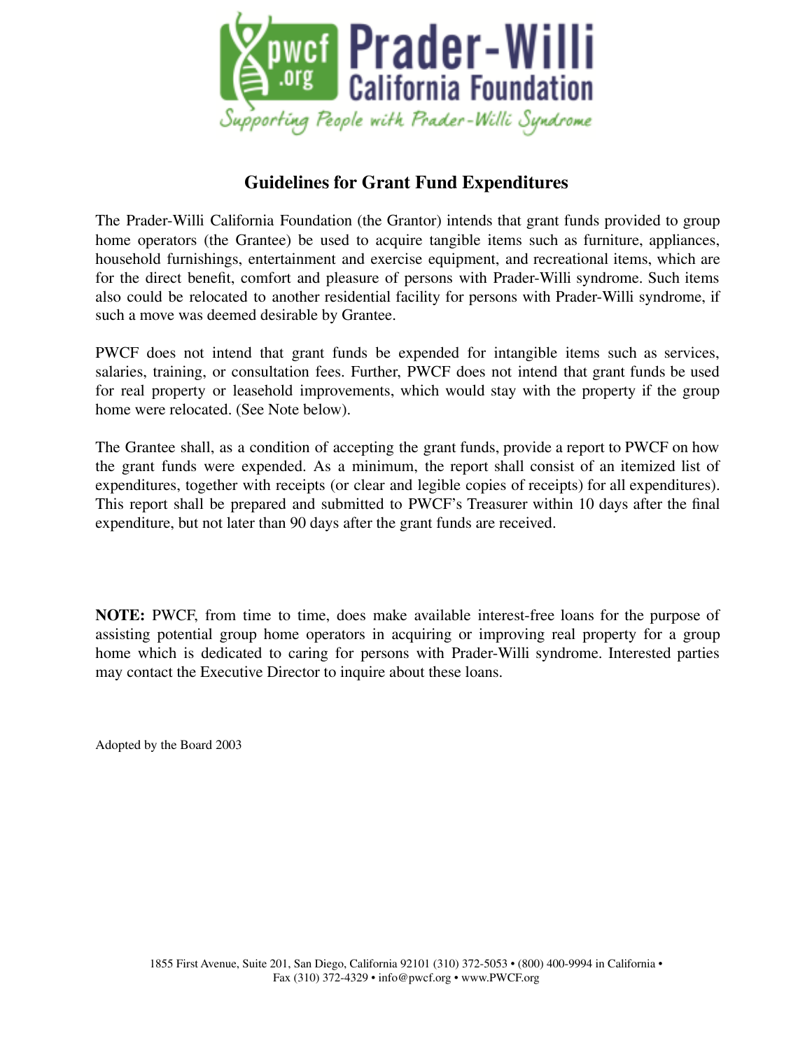# Guidelines for Grant Fund Expenditures

The Prader-Willi California Foundation (the Grantor) intends that grant funds provided to group home operators (the Grantee) be used to acquire tangible items such as furniture, appliances, household furnishings, entertainment and exercise equipment, and recreational items, which are for the direct benefit, comfort and pleasure of persons with Prader-Willi syndrome. Such items also could be relocated to another residential facility for persons with Prader-Willi syndrome, if such a move was deemed desirable by Grantee.

PWCF does not intend that grant funds be expended for intangible items such as services, salaries, training, or consultation fees. Further, PWCF does not intend that grant funds be used for real property or leasehold improvements, which would stay with the property if the group home were relocated. (See Note below).

The Grantee shall, as a condition of accepting the grant funds, provide a report to PWCF on how the grant funds were expended. As a minimum, the report shall consist of an itemized list of expenditures, together with receipts (or clear and legible copies of receipts) for all expenditures). This report shall be prepared and submitted to PWCF's Treasurer within 10 days after the final expenditure, but not later than 90 days after the grant funds are received.

**NOTE:** PWCF, from time to time, does make available interest-free loans for the purpose of assisting potential group home operators in acquiring or improving real property for a group home which is dedicated to caring for persons with Prader-Willi syndrome. Interested parties may contact the Executive Director to inquire about these loans.

Adopted by the Board 2003

1855 First Avenue, Suite 201, San Diego, California 92101 (310) 372-5053 • (800) 400-9994 in California • Fax (310) 372-4329 • info@pwcf.org • www.PWCF.org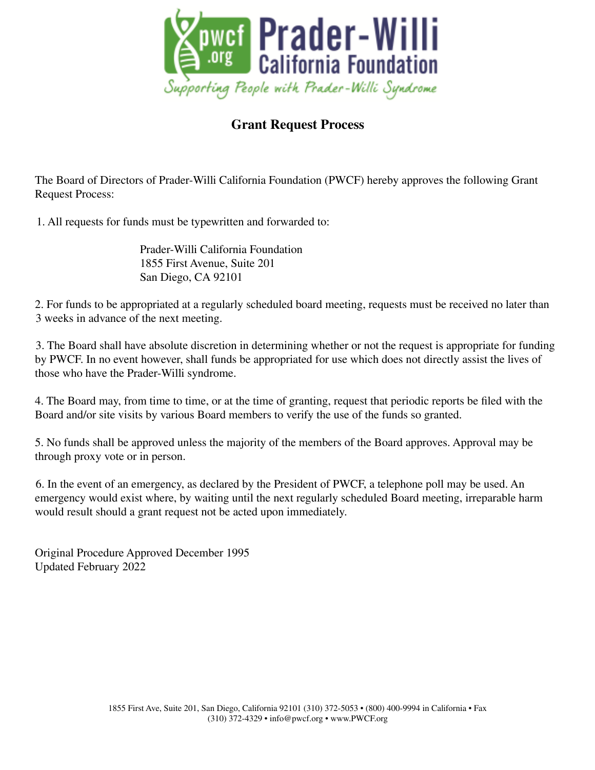Prader-Willi California Foundation

pwcf.org

*Supporting People with Prader-Willi Syndrome*

## Grant Request Process

The Board of Directors of Prader-Willi California Foundation (PWCF) hereby approves the following Grant Request Process:

1. All requests for funds must be typewritten and forwarded to:

   Prader-Willi California Foundation
   1855 First Avenue, Suite 201
   San Diego, CA 92101

2. For funds to be appropriated at a regularly scheduled board meeting, requests must be received no later than 3 weeks in advance of the next meeting.

3. The Board shall have absolute discretion in determining whether or not the request is appropriate for funding by PWCF. In no event however, shall funds be appropriated for use which does not directly assist the lives of those who have the Prader-Willi syndrome.

4. The Board may, from time to time, or at the time of granting, request that periodic reports be filed with the Board and/or site visits by various Board members to verify the use of the funds so granted.

5. No funds shall be approved unless the majority of the members of the Board approves. Approval may be through proxy vote or in person.

6. In the event of an emergency, as declared by the President of PWCF, a telephone poll may be used. An emergency would exist where, by waiting until the next regularly scheduled Board meeting, irreparable harm would result should a grant request not be acted upon immediately.

Original Procedure Approved December 1995
Updated February 2022

1855 First Ave, Suite 201, San Diego, California 92101 (310) 372-5053 • (800) 400-9994 in California • Fax (310) 372-4329 • info@pwcf.org • www.PWCF.org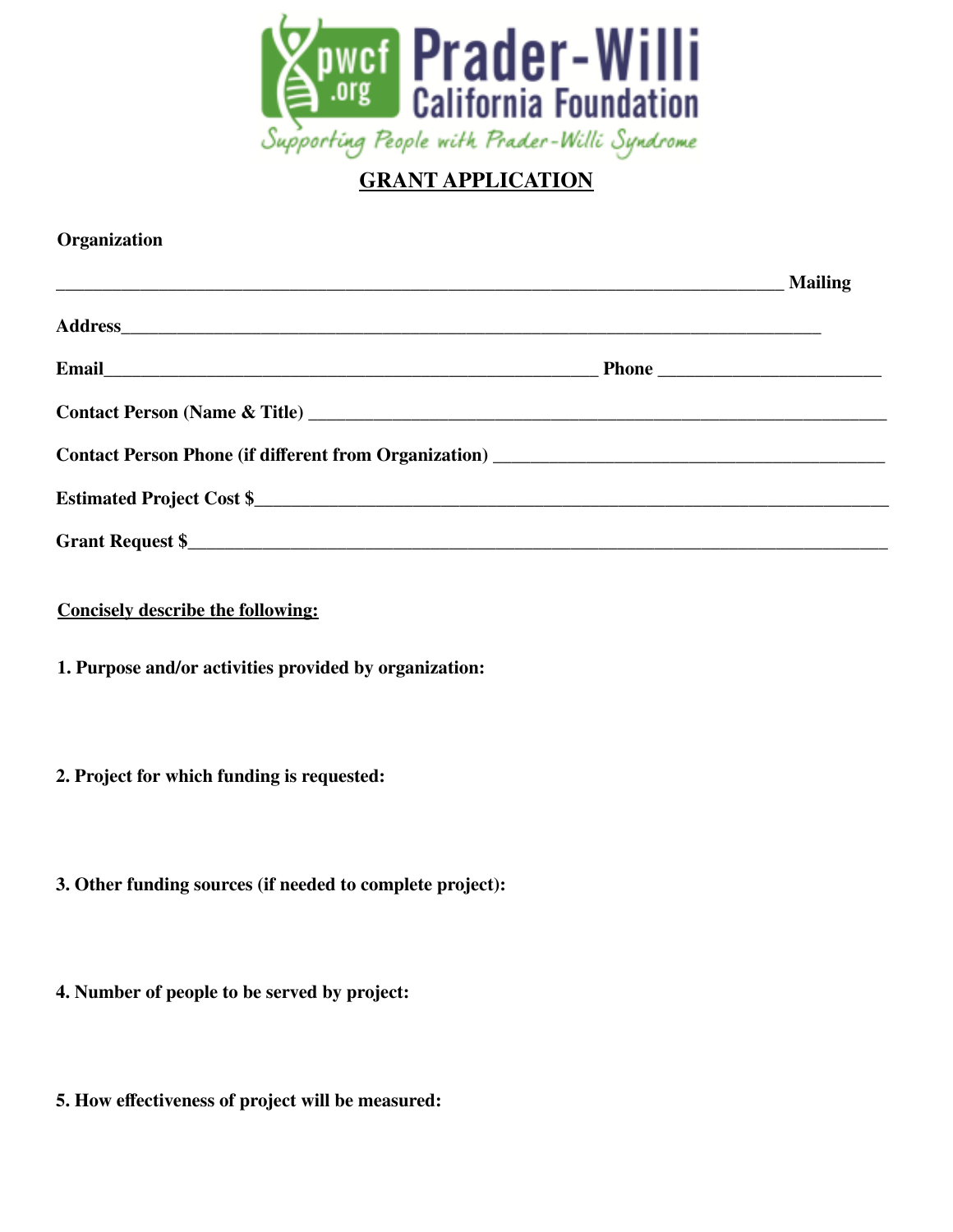Prader-Willi California Foundation

pwcf.org

Supporting People with Prader-Willi Syndrome

# GRANT APPLICATION

**Organization**

______________________________________________________________________________ **Mailing**

**Address**___________________________________________________________________________

**Email**_____________________________________________________ **Phone** _______________________

**Contact Person (Name & Title)** ______________________________________________________________

**Contact Person Phone (if different from Organization)** ________________________________________

**Estimated Project Cost $**__________________________________________________________________

**Grant Request $**_________________________________________________________________________

**Concisely describe the following:**

**1. Purpose and/or activities provided by organization:**

**2. Project for which funding is requested:**

**3. Other funding sources (if needed to complete project):**

**4. Number of people to be served by project:**

**5. How effectiveness of project will be measured:**